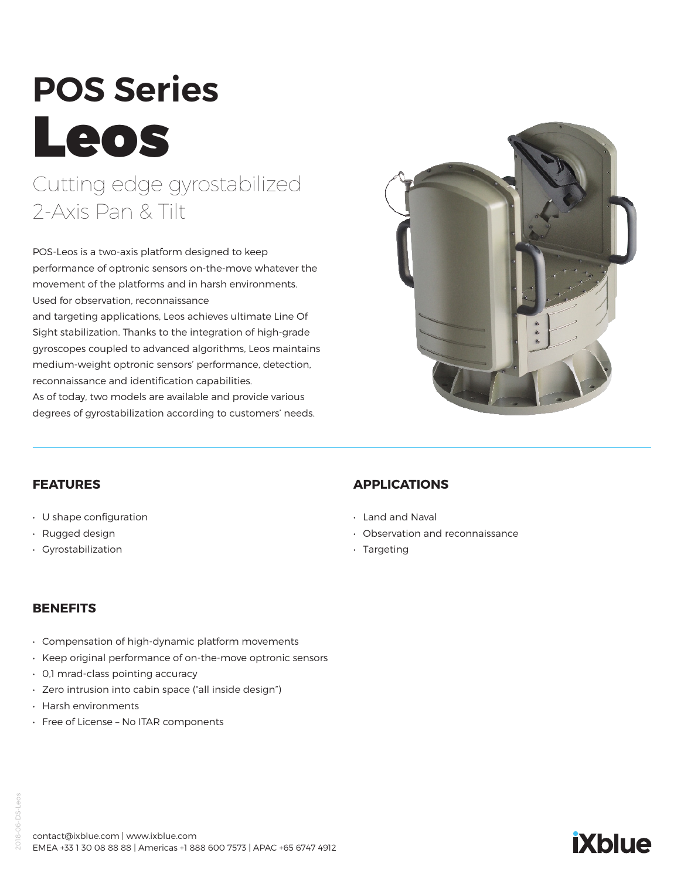# POS Series
# Leos

## Cutting edge gyrostabilized 2-Axis Pan & Tilt

POS-Leos is a two-axis platform designed to keep performance of optronic sensors on-the-move whatever the movement of the platforms and in harsh environments. Used for observation, reconnaissance and targeting applications, Leos achieves ultimate Line Of Sight stabilization. Thanks to the integration of high-grade gyroscopes coupled to advanced algorithms, Leos maintains medium-weight optronic sensors' performance, detection, reconnaissance and identification capabilities.
As of today, two models are available and provide various degrees of gyrostabilization according to customers' needs.

### FEATURES

- U shape configuration
- Rugged design
- Gyrostabilization

### APPLICATIONS

- Land and Naval
- Observation and reconnaissance
- Targeting

### BENEFITS

- Compensation of high-dynamic platform movements
- Keep original performance of on-the-move optronic sensors
- 0,1 mrad-class pointing accuracy
- Zero intrusion into cabin space ("all inside design")
- Harsh environments
- Free of License – No ITAR components

contact@ixblue.com | www.ixblue.com
EMEA +33 1 30 08 88 88 | Americas +1 888 600 7573 | APAC +65 6747 4912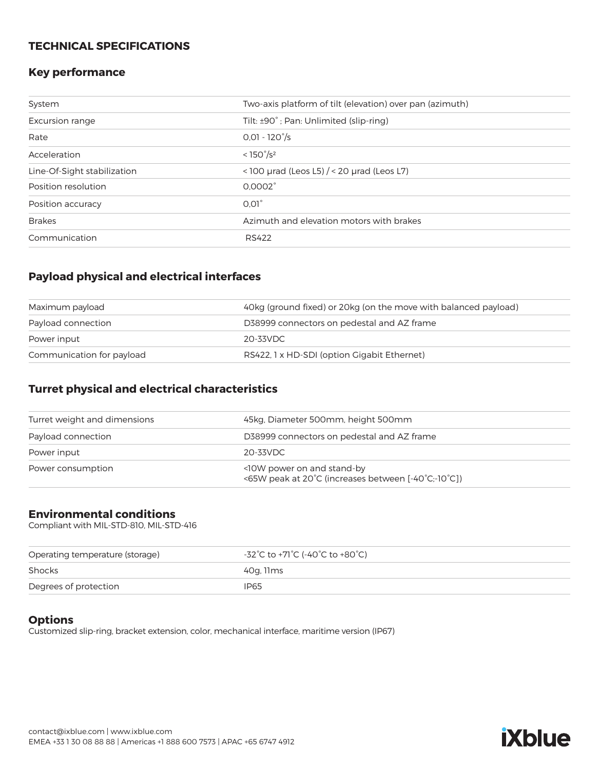# TECHNICAL SPECIFICATIONS

## Key performance

| | |
|---|---|
| System | Two-axis platform of tilt (elevation) over pan (azimuth) |
| Excursion range | Tilt: ±90˚ ; Pan: Unlimited (slip-ring) |
| Rate | 0,01 - 120˚/s |
| Acceleration | < 150˚/s² |
| Line-Of-Sight stabilization | < 100 µrad (Leos L5) / < 20 µrad (Leos L7) |
| Position resolution | 0,0002˚ |
| Position accuracy | 0,01˚ |
| Brakes | Azimuth and elevation motors with brakes |
| Communication | RS422 |

## Payload physical and electrical interfaces

| | |
|---|---|
| Maximum payload | 40kg (ground fixed) or 20kg (on the move with balanced payload) |
| Payload connection | D38999 connectors on pedestal and AZ frame |
| Power input | 20-33VDC |
| Communication for payload | RS422, 1 x HD-SDI (option Gigabit Ethernet) |

## Turret physical and electrical characteristics

| | |
|---|---|
| Turret weight and dimensions | 45kg, Diameter 500mm, height 500mm |
| Payload connection | D38999 connectors on pedestal and AZ frame |
| Power input | 20-33VDC |
| Power consumption | <10W power on and stand-by<br><65W peak at 20˚C (increases between [-40˚C;-10˚C]) |

## Environmental conditions

Compliant with MIL-STD-810, MIL-STD-416

| | |
|---|---|
| Operating temperature (storage) | -32˚C to +71˚C (-40˚C to +80˚C) |
| Shocks | 40g, 11ms |
| Degrees of protection | IP65 |

## Options

Customized slip-ring, bracket extension, color, mechanical interface, maritime version (IP67)

contact@ixblue.com | www.ixblue.com
EMEA +33 1 30 08 88 88 | Americas +1 888 600 7573 | APAC +65 6747 4912

iXblue